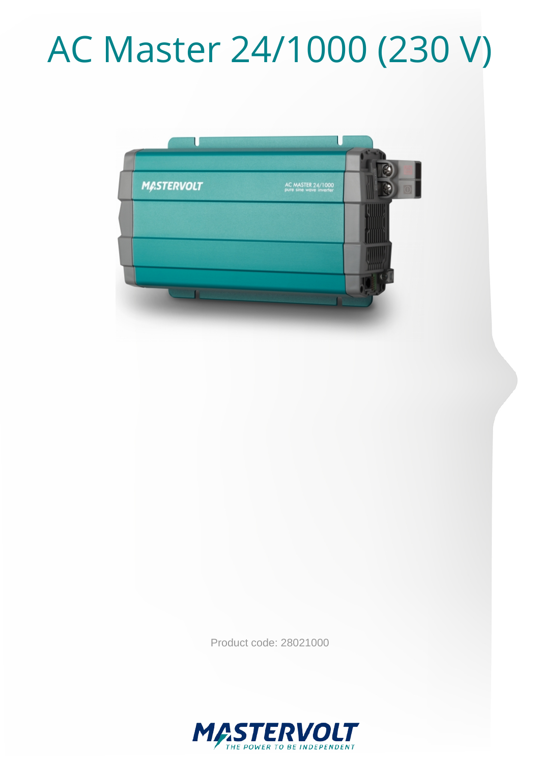# AC Master 24/1000 (230 V)

Product code: 28021000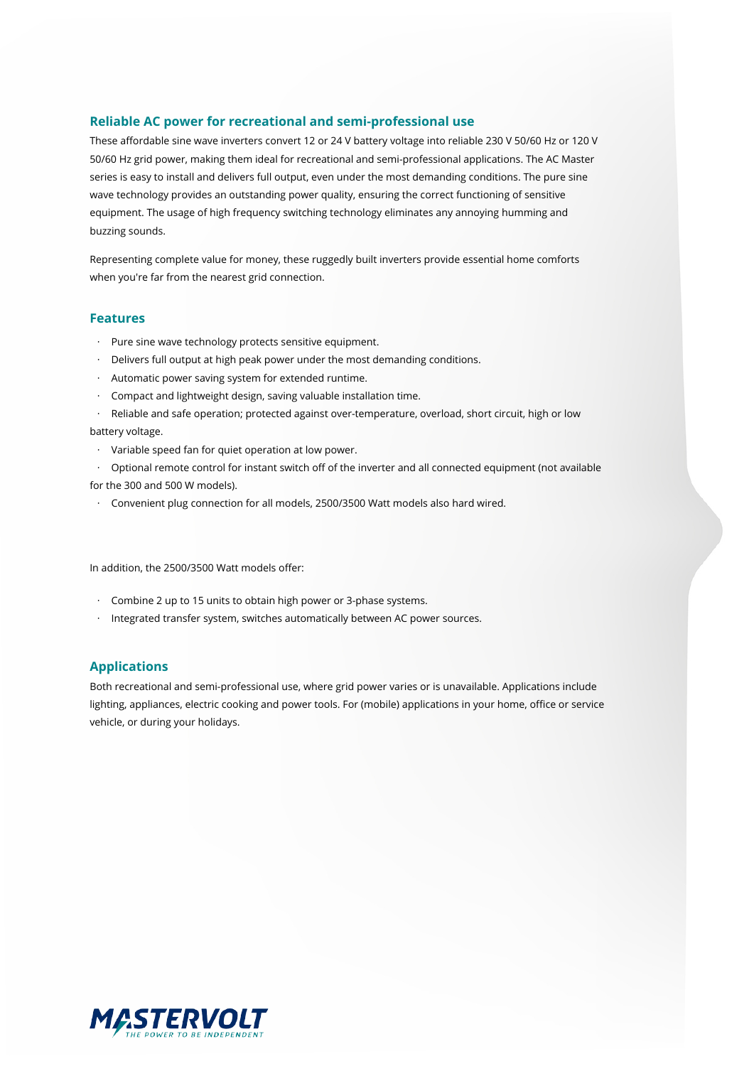## Reliable AC power for recreational and semi-professional use

These affordable sine wave inverters convert 12 or 24 V battery voltage into reliable 230 V 50/60 Hz or 120 V 50/60 Hz grid power, making them ideal for recreational and semi-professional applications. The AC Master series is easy to install and delivers full output, even under the most demanding conditions. The pure sine wave technology provides an outstanding power quality, ensuring the correct functioning of sensitive equipment. The usage of high frequency switching technology eliminates any annoying humming and buzzing sounds.

Representing complete value for money, these ruggedly built inverters provide essential home comforts when you're far from the nearest grid connection.

## Features

- Pure sine wave technology protects sensitive equipment.
- Delivers full output at high peak power under the most demanding conditions.
- Automatic power saving system for extended runtime.
- Compact and lightweight design, saving valuable installation time.
- Reliable and safe operation; protected against over-temperature, overload, short circuit, high or low battery voltage.
- Variable speed fan for quiet operation at low power.
- Optional remote control for instant switch off of the inverter and all connected equipment (not available for the 300 and 500 W models).
- Convenient plug connection for all models, 2500/3500 Watt models also hard wired.

In addition, the 2500/3500 Watt models offer:

- Combine 2 up to 15 units to obtain high power or 3-phase systems.
- Integrated transfer system, switches automatically between AC power sources.

## Applications

Both recreational and semi-professional use, where grid power varies or is unavailable. Applications include lighting, appliances, electric cooking and power tools. For (mobile) applications in your home, office or service vehicle, or during your holidays.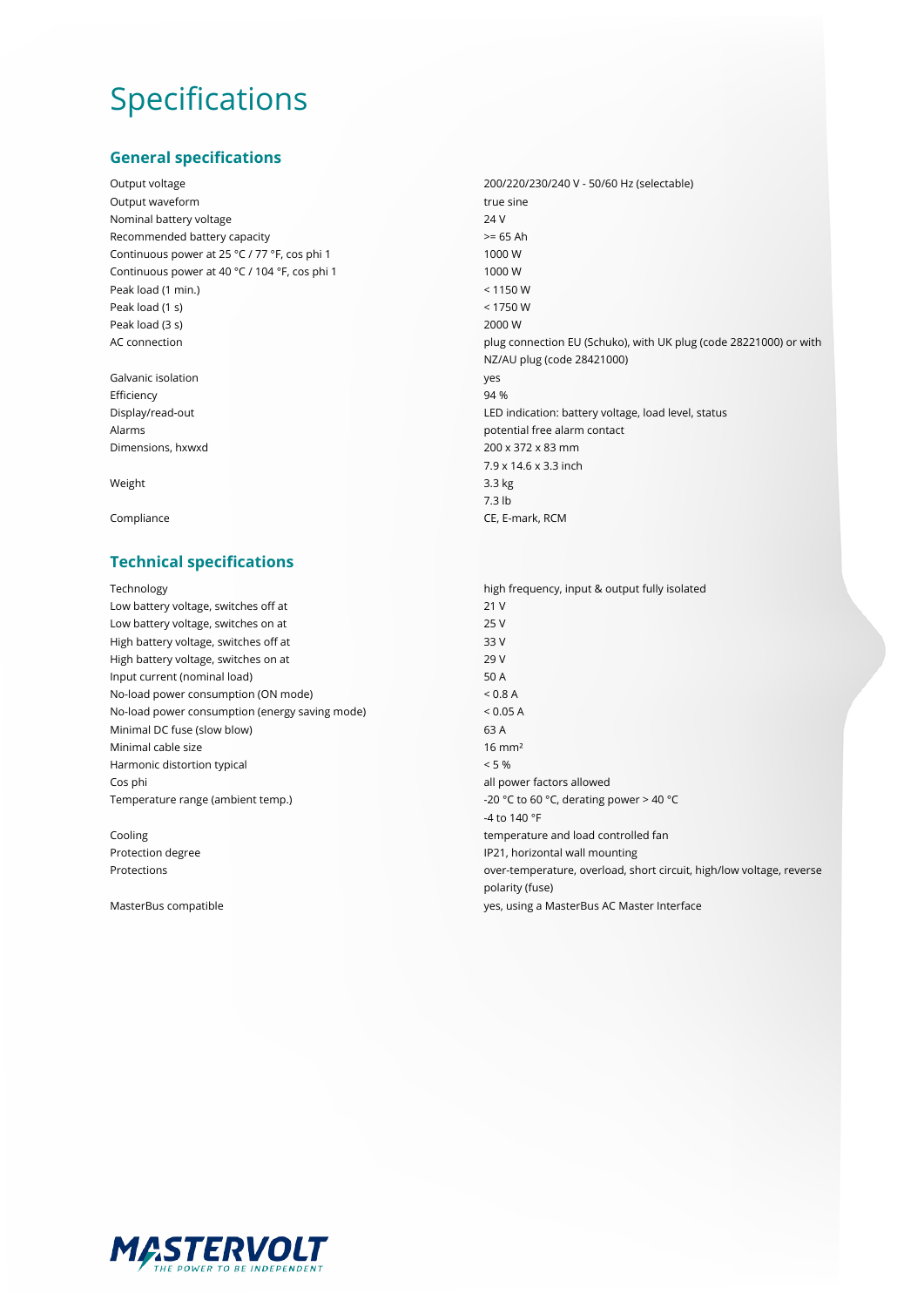# Specifications

## General specifications

| | |
|---|---|
| Output voltage | 200/220/230/240 V - 50/60 Hz (selectable) |
| Output waveform | true sine |
| Nominal battery voltage | 24 V |
| Recommended battery capacity | >= 65 Ah |
| Continuous power at 25 °C / 77 °F, cos phi 1 | 1000 W |
| Continuous power at 40 °C / 104 °F, cos phi 1 | 1000 W |
| Peak load (1 min.) | < 1150 W |
| Peak load (1 s) | < 1750 W |
| Peak load (3 s) | 2000 W |
| AC connection | plug connection EU (Schuko), with UK plug (code 28221000) or with NZ/AU plug (code 28421000) |
| Galvanic isolation | yes |
| Efficiency | 94 % |
| Display/read-out | LED indication: battery voltage, load level, status |
| Alarms | potential free alarm contact |
| Dimensions, hxwxd | 200 x 372 x 83 mm<br>7.9 x 14.6 x 3.3 inch |
| Weight | 3.3 kg<br>7.3 lb |
| Compliance | CE, E-mark, RCM |

## Technical specifications

| | |
|---|---|
| Technology | high frequency, input & output fully isolated |
| Low battery voltage, switches off at | 21 V |
| Low battery voltage, switches on at | 25 V |
| High battery voltage, switches off at | 33 V |
| High battery voltage, switches on at | 29 V |
| Input current (nominal load) | 50 A |
| No-load power consumption (ON mode) | < 0.8 A |
| No-load power consumption (energy saving mode) | < 0.05 A |
| Minimal DC fuse (slow blow) | 63 A |
| Minimal cable size | 16 mm² |
| Harmonic distortion typical | < 5 % |
| Cos phi | all power factors allowed |
| Temperature range (ambient temp.) | -20 °C to 60 °C, derating power > 40 °C<br>-4 to 140 °F |
| Cooling | temperature and load controlled fan |
| Protection degree | IP21, horizontal wall mounting |
| Protections | over-temperature, overload, short circuit, high/low voltage, reverse polarity (fuse) |
| MasterBus compatible | yes, using a MasterBus AC Master Interface |

MASTERVOLT
THE POWER TO BE INDEPENDENT